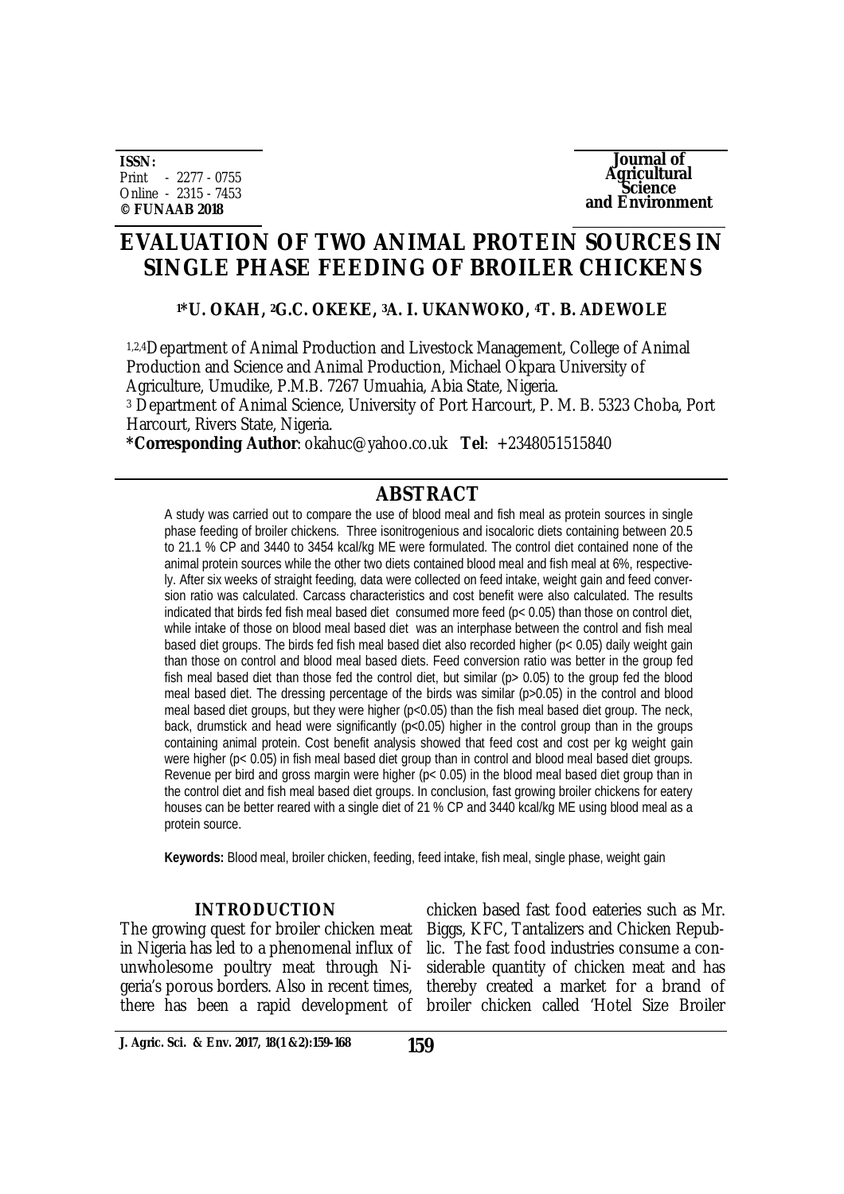ISSN:
Print - 2277 - 0755
Online - 2315 - 7453
**© FUNAAB 2018**

**Journal of Agricultural Science and Environment**

# EVALUATION OF TWO ANIMAL PROTEIN SOURCES IN SINGLE PHASE FEEDING OF BROILER CHICKENS

**[1]*U. OKAH, [2]G.C. OKEKE, [3]A. I. UKANWOKO, [4]T. B. ADEWOLE**

[1,2,4]Department of Animal Production and Livestock Management, College of Animal Production and Science and Animal Production, Michael Okpara University of Agriculture, Umudike, P.M.B. 7267 Umuahia, Abia State, Nigeria.
[3] Department of Animal Science, University of Port Harcourt, P. M. B. 5323 Choba, Port Harcourt, Rivers State, Nigeria.
***Corresponding Author**: okahuc@yahoo.co.uk **Tel**: +2348051515840

## ABSTRACT

A study was carried out to compare the use of blood meal and fish meal as protein sources in single phase feeding of broiler chickens. Three isonitrogenious and isocaloric diets containing between 20.5 to 21.1 % CP and 3440 to 3454 kcal/kg ME were formulated. The control diet contained none of the animal protein sources while the other two diets contained blood meal and fish meal at 6%, respectively. After six weeks of straight feeding, data were collected on feed intake, weight gain and feed conversion ratio was calculated. Carcass characteristics and cost benefit were also calculated. The results indicated that birds fed fish meal based diet consumed more feed ($p < 0.05$) than those on control diet, while intake of those on blood meal based diet was an interphase between the control and fish meal based diet groups. The birds fed fish meal based diet also recorded higher ($p < 0.05$) daily weight gain than those on control and blood meal based diets. Feed conversion ratio was better in the group fed fish meal based diet than those fed the control diet, but similar ($p > 0.05$) to the group fed the blood meal based diet. The dressing percentage of the birds was similar ($p > 0.05$) in the control and blood meal based diet groups, but they were higher ($p < 0.05$) than the fish meal based diet group. The neck, back, drumstick and head were significantly ($p < 0.05$) higher in the control group than in the groups containing animal protein. Cost benefit analysis showed that feed cost and cost per kg weight gain were higher ($p < 0.05$) in fish meal based diet group than in control and blood meal based diet groups. Revenue per bird and gross margin were higher ($p < 0.05$) in the blood meal based diet group than in the control diet and fish meal based diet groups. In conclusion, fast growing broiler chickens for eatery houses can be better reared with a single diet of 21 % CP and 3440 kcal/kg ME using blood meal as a protein source.

**Keywords:** Blood meal, broiler chicken, feeding, feed intake, fish meal, single phase, weight gain

## INTRODUCTION

The growing quest for broiler chicken meat in Nigeria has led to a phenomenal influx of unwholesome poultry meat through Nigeria's porous borders. Also in recent times, there has been a rapid development of chicken based fast food eateries such as Mr. Biggs, KFC, Tantalizers and Chicken Republic. The fast food industries consume a considerable quantity of chicken meat and has thereby created a market for a brand of broiler chicken called 'Hotel Size Broiler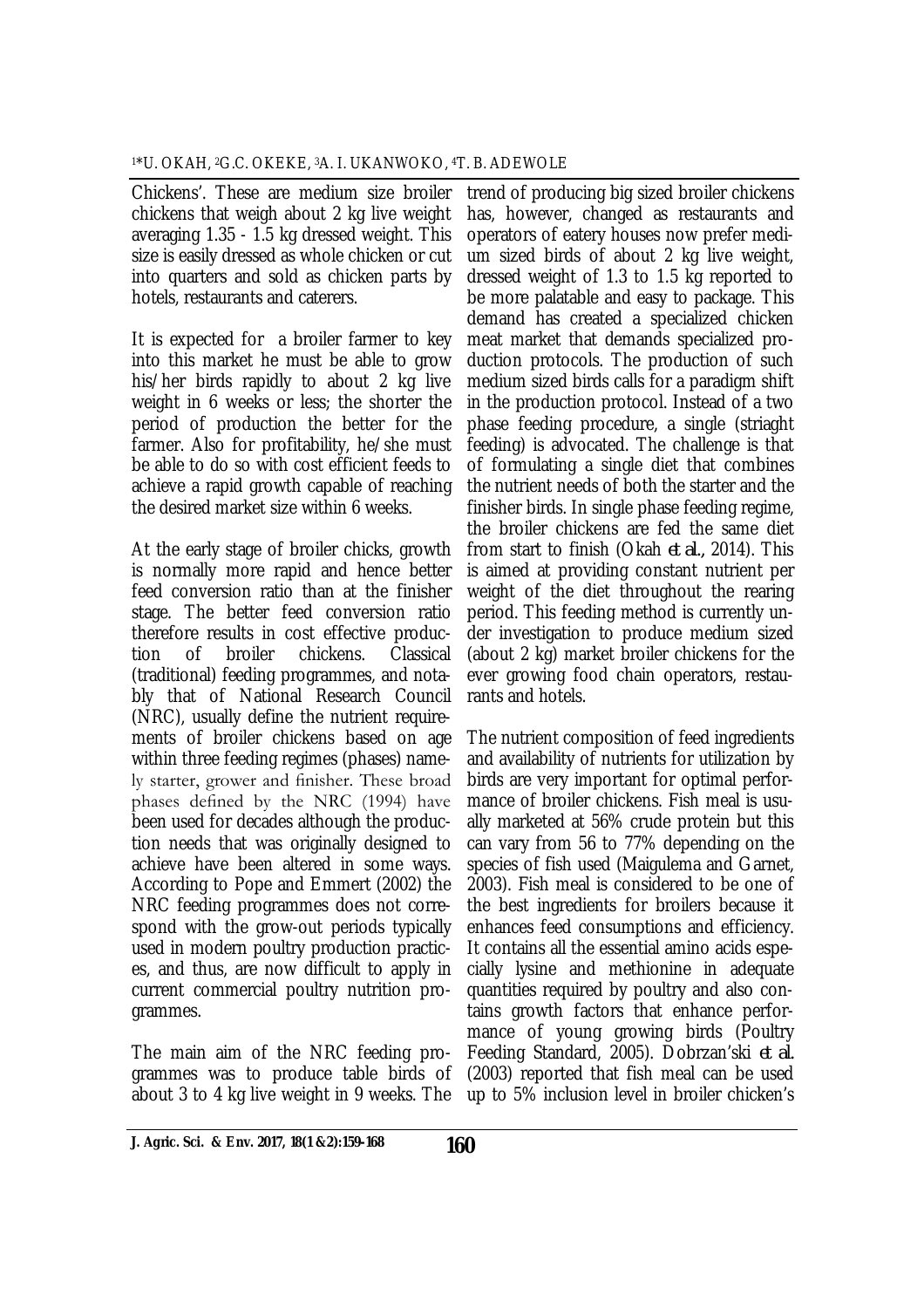Chickens'. These are medium size broiler chickens that weigh about 2 kg live weight averaging 1.35 - 1.5 kg dressed weight. This size is easily dressed as whole chicken or cut into quarters and sold as chicken parts by hotels, restaurants and caterers.

It is expected for a broiler farmer to key into this market he must be able to grow his/her birds rapidly to about 2 kg live weight in 6 weeks or less; the shorter the period of production the better for the farmer. Also for profitability, he/she must be able to do so with cost efficient feeds to achieve a rapid growth capable of reaching the desired market size within 6 weeks.

At the early stage of broiler chicks, growth is normally more rapid and hence better feed conversion ratio than at the finisher stage. The better feed conversion ratio therefore results in cost effective production of broiler chickens. Classical (traditional) feeding programmes, and notably that of National Research Council (NRC), usually define the nutrient requirements of broiler chickens based on age within three feeding regimes (phases) namely starter, grower and finisher. These broad phases defined by the NRC (1994) have been used for decades although the production needs that was originally designed to achieve have been altered in some ways. According to Pope and Emmert (2002) the NRC feeding programmes does not correspond with the grow-out periods typically used in modern poultry production practices, and thus, are now difficult to apply in current commercial poultry nutrition programmes.

The main aim of the NRC feeding programmes was to produce table birds of about 3 to 4 kg live weight in 9 weeks. The trend of producing big sized broiler chickens has, however, changed as restaurants and operators of eatery houses now prefer medium sized birds of about 2 kg live weight, dressed weight of 1.3 to 1.5 kg reported to be more palatable and easy to package. This demand has created a specialized chicken meat market that demands specialized production protocols. The production of such medium sized birds calls for a paradigm shift in the production protocol. Instead of a two phase feeding procedure, a single (striaght feeding) is advocated. The challenge is that of formulating a single diet that combines the nutrient needs of both the starter and the finisher birds. In single phase feeding regime, the broiler chickens are fed the same diet from start to finish (Okah *et al.*, 2014). This is aimed at providing constant nutrient per weight of the diet throughout the rearing period. This feeding method is currently under investigation to produce medium sized (about 2 kg) market broiler chickens for the ever growing food chain operators, restaurants and hotels.

The nutrient composition of feed ingredients and availability of nutrients for utilization by birds are very important for optimal performance of broiler chickens. Fish meal is usually marketed at 56% crude protein but this can vary from 56 to 77% depending on the species of fish used (Maigulema and Garnet, 2003). Fish meal is considered to be one of the best ingredients for broilers because it enhances feed consumptions and efficiency. It contains all the essential amino acids especially lysine and methionine in adequate quantities required by poultry and also contains growth factors that enhance performance of young growing birds (Poultry Feeding Standard, 2005). Dobrzan'ski *et al.* (2003) reported that fish meal can be used up to 5% inclusion level in broiler chicken's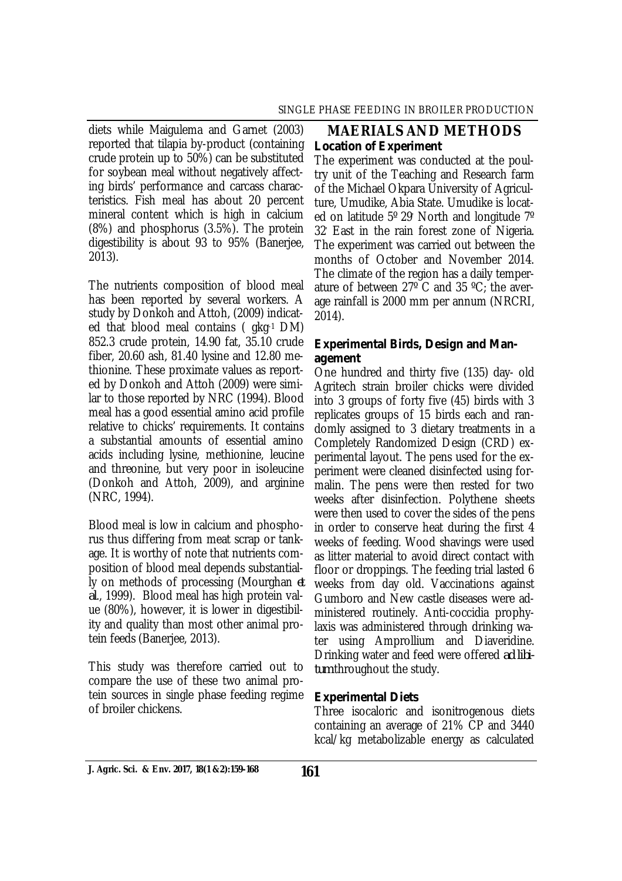diets while Maigulema and Garnet (2003) reported that tilapia by-product (containing crude protein up to 50%) can be substituted for soybean meal without negatively affecting birds' performance and carcass characteristics. Fish meal has about 20 percent mineral content which is high in calcium (8%) and phosphorus (3.5%). The protein digestibility is about 93 to 95% (Banerjee, 2013).

The nutrients composition of blood meal has been reported by several workers. A study by Donkoh and Attoh, (2009) indicated that blood meal contains ( $gkg^{-1}$ DM) 852.3 crude protein, 14.90 fat, 35.10 crude fiber, 20.60 ash, 81.40 lysine and 12.80 methionine. These proximate values as reported by Donkoh and Attoh (2009) were similar to those reported by NRC (1994). Blood meal has a good essential amino acid profile relative to chicks' requirements. It contains a substantial amounts of essential amino acids including lysine, methionine, leucine and threonine, but very poor in isoleucine (Donkoh and Attoh, 2009), and arginine (NRC, 1994).

Blood meal is low in calcium and phosphorus thus differing from meat scrap or tankage. It is worthy of note that nutrients composition of blood meal depends substantially on methods of processing (Mourghan *et al*., 1999). Blood meal has high protein value (80%), however, it is lower in digestibility and quality than most other animal protein feeds (Banerjee, 2013).

This study was therefore carried out to compare the use of these two animal protein sources in single phase feeding regime of broiler chickens.

## MAERIALS AND METHODS

### Location of Experiment

The experiment was conducted at the poultry unit of the Teaching and Research farm of the Michael Okpara University of Agriculture, Umudike, Abia State. Umudike is located on latitude 5º 29' North and longitude 7º 32' East in the rain forest zone of Nigeria. The experiment was carried out between the months of October and November 2014. The climate of the region has a daily temperature of between 27º C and 35 ºC; the average rainfall is 2000 mm per annum (NRCRI, 2014).

### Experimental Birds, Design and Management

One hundred and thirty five (135) day- old Agritech strain broiler chicks were divided into 3 groups of forty five (45) birds with 3 replicates groups of 15 birds each and randomly assigned to 3 dietary treatments in a Completely Randomized Design (CRD) experimental layout. The pens used for the experiment were cleaned disinfected using formalin. The pens were then rested for two weeks after disinfection. Polythene sheets were then used to cover the sides of the pens in order to conserve heat during the first 4 weeks of feeding. Wood shavings were used as litter material to avoid direct contact with floor or droppings. The feeding trial lasted 6 weeks from day old. Vaccinations against Gumboro and New castle diseases were administered routinely. Anti-coccidia prophylaxis was administered through drinking water using Amprollium and Diaveridine. Drinking water and feed were offered *ad libitum* throughout the study.

### Experimental Diets

Three isocaloric and isonitrogenous diets containing an average of 21% CP and 3440 kcal/kg metabolizable energy as calculated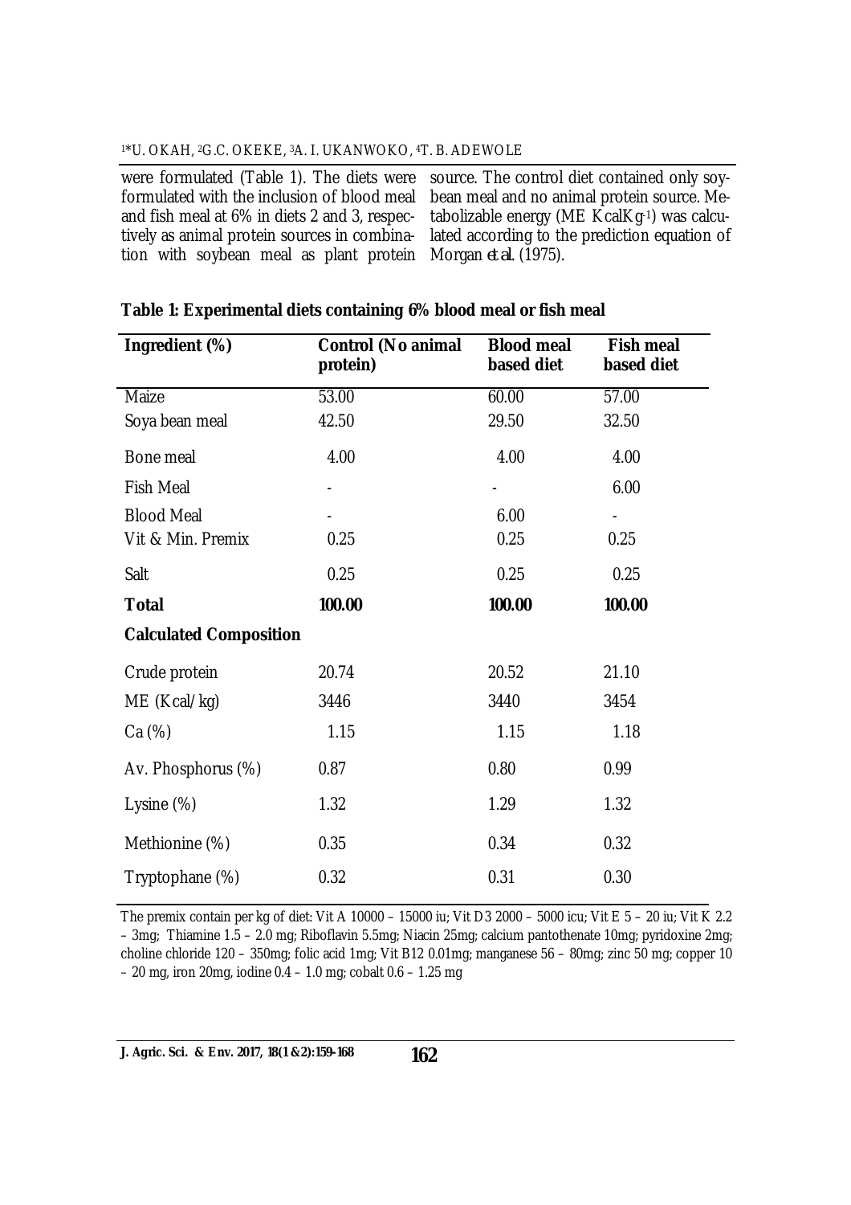were formulated (Table 1). The diets were formulated with the inclusion of blood meal and fish meal at 6% in diets 2 and 3, respectively as animal protein sources in combination with soybean meal as plant protein source. The control diet contained only soybean meal and no animal protein source. Metabolizable energy (ME $KcalKg^{-1}$) was calculated according to the prediction equation of Morgan *et al.* (1975).

**Table 1: Experimental diets containing 6% blood meal or fish meal**

| Ingredient (%) | Control (No animal protein) | Blood meal based diet | Fish meal based diet |
|---|---|---|---|
| Maize | 53.00 | 60.00 | 57.00 |
| Soya bean meal | 42.50 | 29.50 | 32.50 |
| Bone meal | 4.00 | 4.00 | 4.00 |
| Fish Meal | - | - | 6.00 |
| Blood Meal | - | 6.00 | - |
| Vit & Min. Premix | 0.25 | 0.25 | 0.25 |
| Salt | 0.25 | 0.25 | 0.25 |
| **Total** | **100.00** | **100.00** | **100.00** |
| **Calculated Composition** | | | |
| Crude protein | 20.74 | 20.52 | 21.10 |
| ME (Kcal/kg) | 3446 | 3440 | 3454 |
| Ca (%) | 1.15 | 1.15 | 1.18 |
| Av. Phosphorus (%) | 0.87 | 0.80 | 0.99 |
| Lysine (%) | 1.32 | 1.29 | 1.32 |
| Methionine (%) | 0.35 | 0.34 | 0.32 |
| Tryptophane (%) | 0.32 | 0.31 | 0.30 |

The premix contain per kg of diet: Vit A 10000 – 15000 iu; Vit D3 2000 – 5000 icu; Vit E 5 – 20 iu; Vit K 2.2 – 3mg; Thiamine 1.5 – 2.0 mg; Riboflavin 5.5mg; Niacin 25mg; calcium pantothenate 10mg; pyridoxine 2mg; choline chloride 120 – 350mg; folic acid 1mg; Vit B12 0.01mg; manganese 56 – 80mg; zinc 50 mg; copper 10 – 20 mg, iron 20mg, iodine 0.4 – 1.0 mg; cobalt 0.6 – 1.25 mg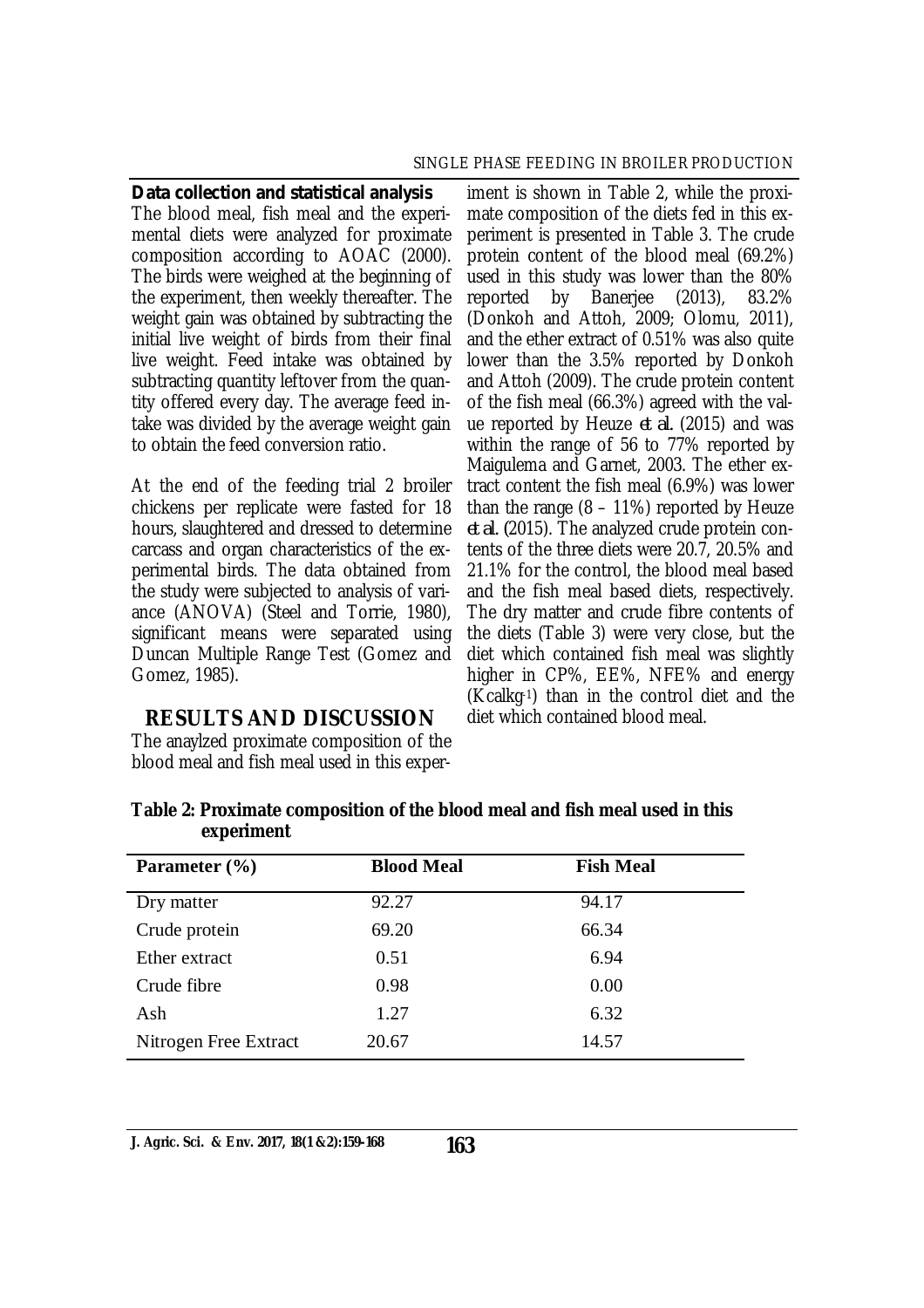### Data collection and statistical analysis

The blood meal, fish meal and the experimental diets were analyzed for proximate composition according to AOAC (2000). The birds were weighed at the beginning of the experiment, then weekly thereafter. The weight gain was obtained by subtracting the initial live weight of birds from their final live weight. Feed intake was obtained by subtracting quantity leftover from the quantity offered every day. The average feed intake was divided by the average weight gain to obtain the feed conversion ratio.

At the end of the feeding trial 2 broiler chickens per replicate were fasted for 18 hours, slaughtered and dressed to determine carcass and organ characteristics of the experimental birds. The data obtained from the study were subjected to analysis of variance (ANOVA) (Steel and Torrie, 1980), significant means were separated using Duncan Multiple Range Test (Gomez and Gomez, 1985).

## RESULTS AND DISCUSSION

The anaylzed proximate composition of the blood meal and fish meal used in this experiment is shown in Table 2, while the proximate composition of the diets fed in this experiment is presented in Table 3. The crude protein content of the blood meal (69.2%) used in this study was lower than the 80% reported by Banerjee (2013), 83.2% (Donkoh and Attoh, 2009; Olomu, 2011), and the ether extract of 0.51% was also quite lower than the 3.5% reported by Donkoh and Attoh (2009). The crude protein content of the fish meal (66.3%) agreed with the value reported by Heuze *et al.* (2015) and was within the range of 56 to 77% reported by Maigulema and Garnet, 2003. The ether extract content the fish meal (6.9%) was lower than the range (8 – 11%) reported by Heuze *et al.* (2015). The analyzed crude protein contents of the three diets were 20.7, 20.5% and 21.1% for the control, the blood meal based and the fish meal based diets, respectively. The dry matter and crude fibre contents of the diets (Table 3) were very close, but the diet which contained fish meal was slightly higher in CP%, EE%, NFE% and energy ($Kcalkg^{-1}$) than in the control diet and the diet which contained blood meal.

**Table 2: Proximate composition of the blood meal and fish meal used in this experiment**

| Parameter (%) | Blood Meal | Fish Meal |
|---|---|---|
| Dry matter | 92.27 | 94.17 |
| Crude protein | 69.20 | 66.34 |
| Ether extract | 0.51 | 6.94 |
| Crude fibre | 0.98 | 0.00 |
| Ash | 1.27 | 6.32 |
| Nitrogen Free Extract | 20.67 | 14.57 |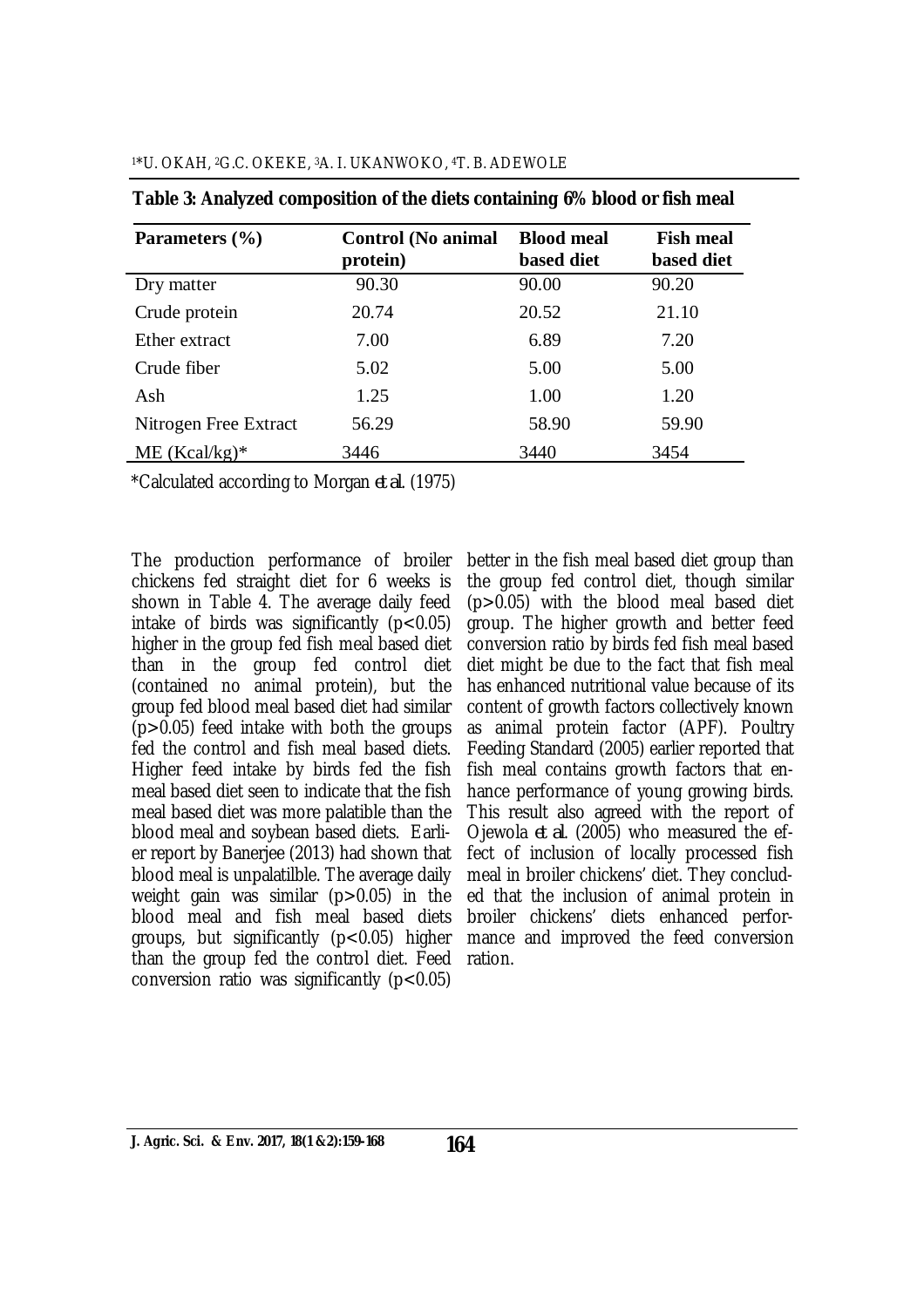**Table 3: Analyzed composition of the diets containing 6% blood or fish meal**

| Parameters (%) | Control (No animal protein) | Blood meal based diet | Fish meal based diet |
|---|---|---|---|
| Dry matter | 90.30 | 90.00 | 90.20 |
| Crude protein | 20.74 | 20.52 | 21.10 |
| Ether extract | 7.00 | 6.89 | 7.20 |
| Crude fiber | 5.02 | 5.00 | 5.00 |
| Ash | 1.25 | 1.00 | 1.20 |
| Nitrogen Free Extract | 56.29 | 58.90 | 59.90 |
| ME (Kcal/kg)* | 3446 | 3440 | 3454 |

*Calculated according to Morgan *et al.* (1975)

The production performance of broiler chickens fed straight diet for 6 weeks is shown in Table 4. The average daily feed intake of birds was significantly ($p<0.05$) higher in the group fed fish meal based diet than in the group fed control diet (contained no animal protein), but the group fed blood meal based diet had similar ($p>0.05$) feed intake with both the groups fed the control and fish meal based diets. Higher feed intake by birds fed the fish meal based diet seen to indicate that the fish meal based diet was more palatible than the blood meal and soybean based diets. Earlier report by Banerjee (2013) had shown that blood meal is unpalatilble. The average daily weight gain was similar ($p>0.05$) in the blood meal and fish meal based diets groups, but significantly ($p<0.05$) higher than the group fed the control diet. Feed conversion ratio was significantly ($p<0.05$) better in the fish meal based diet group than the group fed control diet, though similar ($p>0.05$) with the blood meal based diet group. The higher growth and better feed conversion ratio by birds fed fish meal based diet might be due to the fact that fish meal has enhanced nutritional value because of its content of growth factors collectively known as animal protein factor (APF). Poultry Feeding Standard (2005) earlier reported that fish meal contains growth factors that enhance performance of young growing birds. This result also agreed with the report of Ojewola *et al.* (2005) who measured the effect of inclusion of locally processed fish meal in broiler chickens' diet. They concluded that the inclusion of animal protein in broiler chickens' diets enhanced performance and improved the feed conversion ration.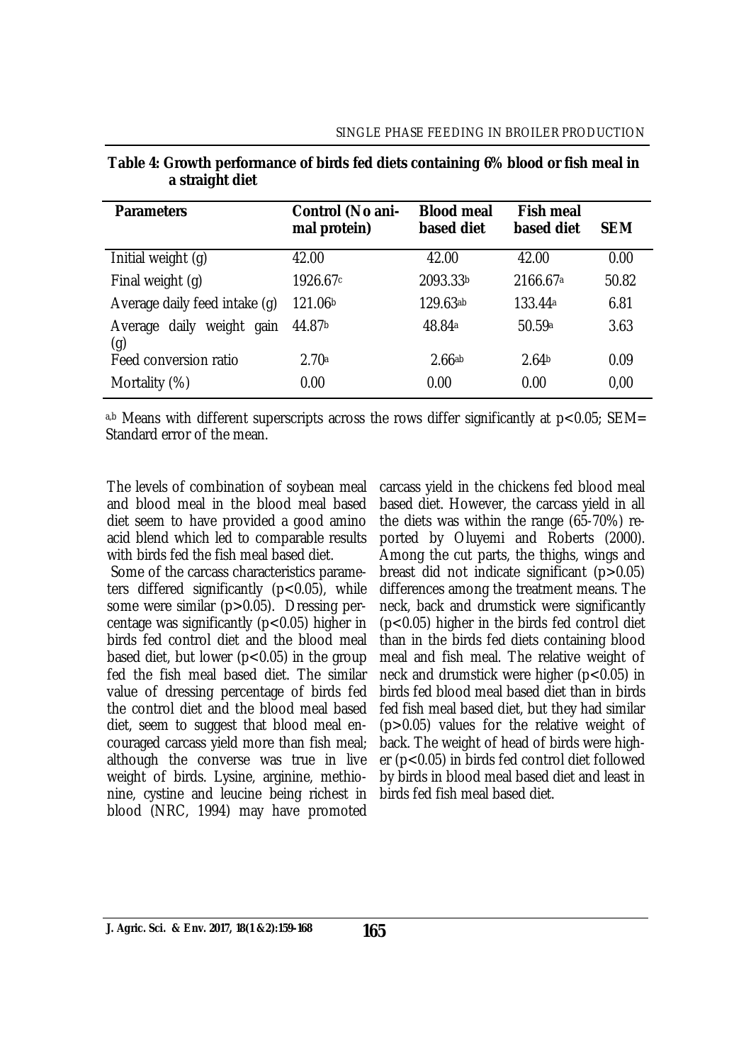**Table 4: Growth performance of birds fed diets containing 6% blood or fish meal in a straight diet**

| Parameters | Control (No animal protein) | Blood meal based diet | Fish meal based diet | SEM |
|---|---|---|---|---|
| Initial weight (g) | 42.00 | 42.00 | 42.00 | 0.00 |
| Final weight (g) | 1926.67[c] | 2093.33[b] | 2166.67[a] | 50.82 |
| Average daily feed intake (g) | 121.06[b] | 129.63[ab] | 133.44[a] | 6.81 |
| Average daily weight gain (g) | 44.87[b] | 48.84[a] | 50.59[a] | 3.63 |
| Feed conversion ratio | 2.70[a] | 2.66[ab] | 2.64[b] | 0.09 |
| Mortality (%) | 0.00 | 0.00 | 0.00 | 0,00 |

[a,b] Means with different superscripts across the rows differ significantly at $p<0.05$; SEM= Standard error of the mean.

The levels of combination of soybean meal and blood meal in the blood meal based diet seem to have provided a good amino acid blend which led to comparable results with birds fed the fish meal based diet.

Some of the carcass characteristics parameters differed significantly ($p<0.05$), while some were similar ($p>0.05$). Dressing percentage was significantly ($p<0.05$) higher in birds fed control diet and the blood meal based diet, but lower ($p<0.05$) in the group fed the fish meal based diet. The similar value of dressing percentage of birds fed the control diet and the blood meal based diet, seem to suggest that blood meal encouraged carcass yield more than fish meal; although the converse was true in live weight of birds. Lysine, arginine, methionine, cystine and leucine being richest in blood (NRC, 1994) may have promoted carcass yield in the chickens fed blood meal based diet. However, the carcass yield in all the diets was within the range (65-70%) reported by Oluyemi and Roberts (2000). Among the cut parts, the thighs, wings and breast did not indicate significant ($p>0.05$) differences among the treatment means. The neck, back and drumstick were significantly ($p<0.05$) higher in the birds fed control diet than in the birds fed diets containing blood meal and fish meal. The relative weight of neck and drumstick were higher ($p<0.05$) in birds fed blood meal based diet than in birds fed fish meal based diet, but they had similar ($p>0.05$) values for the relative weight of back. The weight of head of birds were higher ($p<0.05$) in birds fed control diet followed by birds in blood meal based diet and least in birds fed fish meal based diet.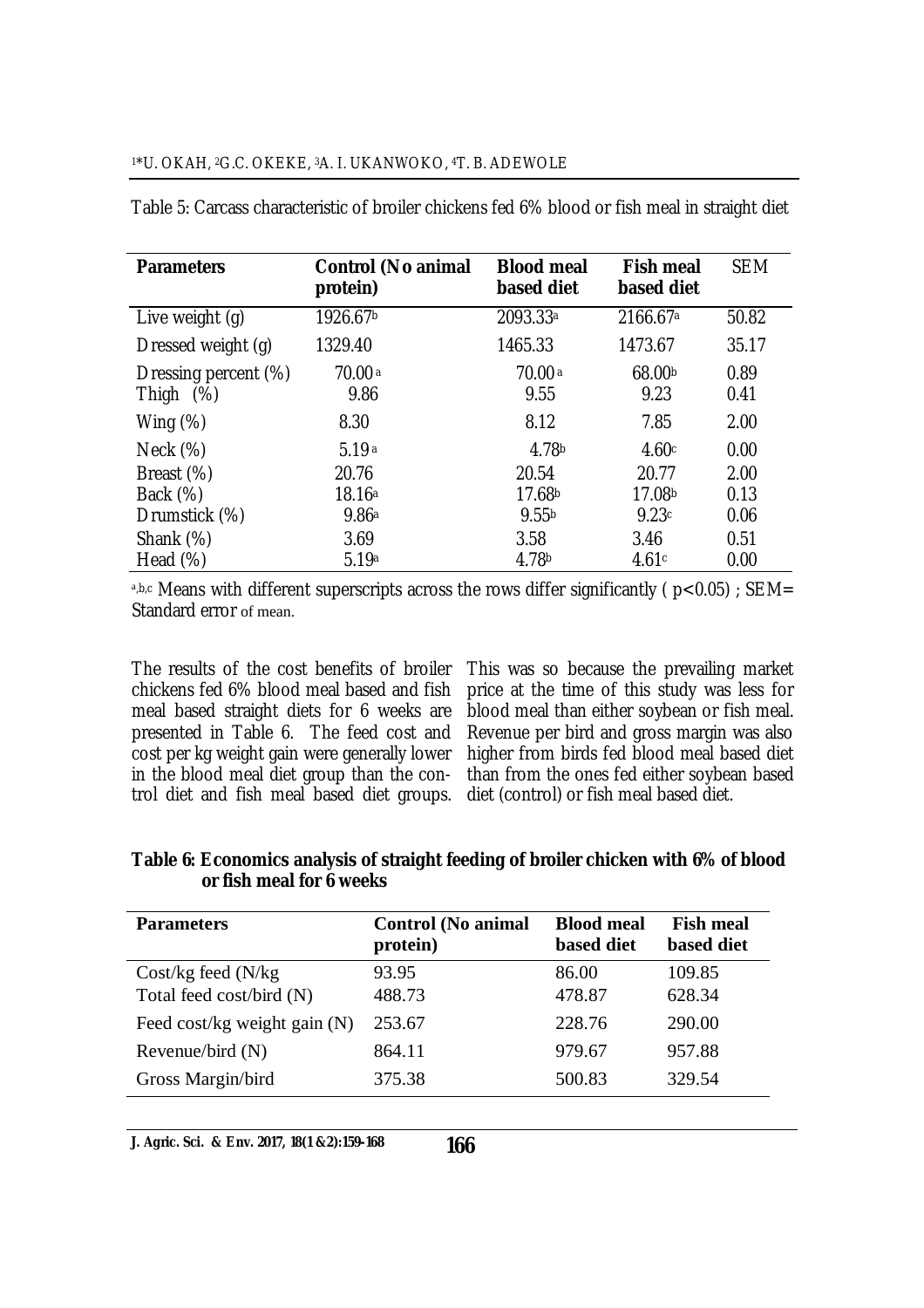Table 5: Carcass characteristic of broiler chickens fed 6% blood or fish meal in straight diet

| Parameters | Control (No animal protein) | Blood meal based diet | Fish meal based diet | SEM |
|---|---|---|---|---|
| Live weight (g) | 1926.67$^{b}$ | 2093.33$^{a}$ | 2166.67$^{a}$ | 50.82 |
| Dressed weight (g) | 1329.40 | 1465.33 | 1473.67 | 35.17 |
| Dressing percent (%) | 70.00$^{a}$ | 70.00$^{a}$ | 68.00$^{b}$ | 0.89 |
| Thigh (%) | 9.86 | 9.55 | 9.23 | 0.41 |
| Wing (%) | 8.30 | 8.12 | 7.85 | 2.00 |
| Neck (%) | 5.19$^{a}$ | 4.78$^{b}$ | 4.60$^{c}$ | 0.00 |
| Breast (%) | 20.76 | 20.54 | 20.77 | 2.00 |
| Back (%) | 18.16$^{a}$ | 17.68$^{b}$ | 17.08$^{b}$ | 0.13 |
| Drumstick (%) | 9.86$^{a}$ | 9.55$^{b}$ | 9.23$^{c}$ | 0.06 |
| Shank (%) | 3.69 | 3.58 | 3.46 | 0.51 |
| Head (%) | 5.19$^{a}$ | 4.78$^{b}$ | 4.61$^{c}$ | 0.00 |

$^{a,b,c}$ Means with different superscripts across the rows differ significantly ( $p<0.05$) ; SEM= Standard error of mean.

The results of the cost benefits of broiler chickens fed 6% blood meal based and fish meal based straight diets for 6 weeks are presented in Table 6. The feed cost and cost per kg weight gain were generally lower in the blood meal diet group than the control diet and fish meal based diet groups. This was so because the prevailing market price at the time of this study was less for blood meal than either soybean or fish meal. Revenue per bird and gross margin was also higher from birds fed blood meal based diet than from the ones fed either soybean based diet (control) or fish meal based diet.

**Table 6: Economics analysis of straight feeding of broiler chicken with 6% of blood or fish meal for 6 weeks**

| Parameters | Control (No animal protein) | Blood meal based diet | Fish meal based diet |
|---|---|---|---|
| Cost/kg feed (N/kg | 93.95 | 86.00 | 109.85 |
| Total feed cost/bird (N) | 488.73 | 478.87 | 628.34 |
| Feed cost/kg weight gain (N) | 253.67 | 228.76 | 290.00 |
| Revenue/bird (N) | 864.11 | 979.67 | 957.88 |
| Gross Margin/bird | 375.38 | 500.83 | 329.54 |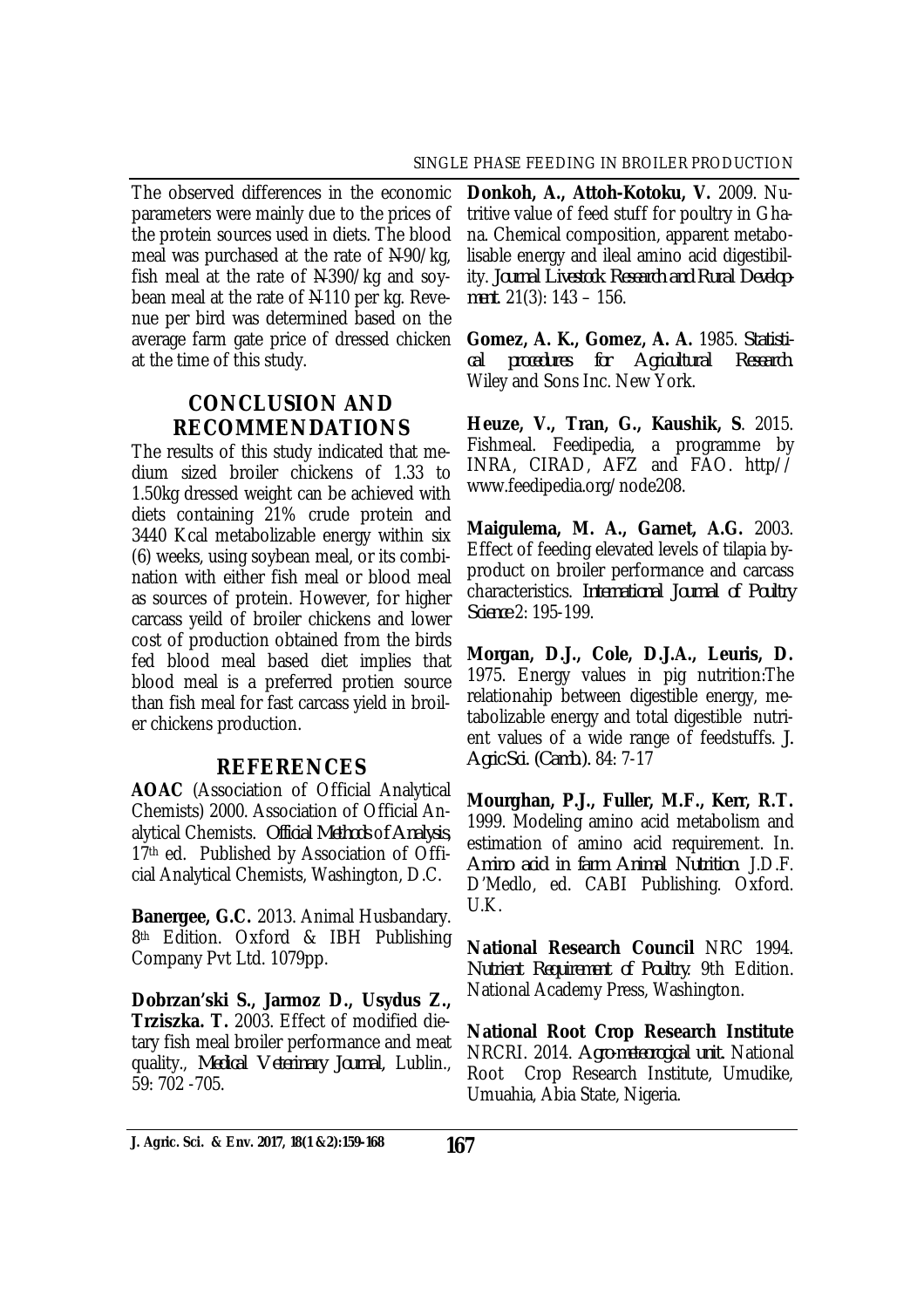The observed differences in the economic parameters were mainly due to the prices of the protein sources used in diets. The blood meal was purchased at the rate of ₦90/kg, fish meal at the rate of ₦390/kg and soybean meal at the rate of ₦110 per kg. Revenue per bird was determined based on the average farm gate price of dressed chicken at the time of this study.

## CONCLUSION AND RECOMMENDATIONS

The results of this study indicated that medium sized broiler chickens of 1.33 to 1.50kg dressed weight can be achieved with diets containing 21% crude protein and 3440 Kcal metabolizable energy within six (6) weeks, using soybean meal, or its combination with either fish meal or blood meal as sources of protein. However, for higher carcass yeild of broiler chickens and lower cost of production obtained from the birds fed blood meal based diet implies that blood meal is a preferred protien source than fish meal for fast carcass yield in broiler chickens production.

## REFERENCES

**AOAC** (Association of Official Analytical Chemists) 2000. Association of Official Analytical Chemists. *Official Methods of Analysis*, 17th ed. Published by Association of Official Analytical Chemists, Washington, D.C.

**Banergee, G.C.** 2013. Animal Husbandary. 8th Edition. Oxford & IBH Publishing Company Pvt Ltd. 1079pp.

**Dobrzan'ski S., Jarmoz D., Usydus Z., Trziszka. T.** 2003. Effect of modified dietary fish meal broiler performance and meat quality., *Medical Veterinary Journal*, Lublin., 59: 702 -705.

**Donkoh, A., Attoh-Kotoku, V.** 2009. Nutritive value of feed stuff for poultry in Ghana. Chemical composition, apparent metabolisable energy and ileal amino acid digestibility. *Journal Livestock Research and Rural Development.* 21(3): 143 – 156.

**Gomez, A. K., Gomez, A. A.** 1985. *Statistical procedures for Agricultural Research.* Wiley and Sons Inc. New York.

**Heuze, V., Tran, G., Kaushik, S**. 2015. Fishmeal. Feedipedia, a programme by INRA, CIRAD, AFZ and FAO. http// www.feedipedia.org/node208.

**Maigulema, M. A., Gamet, A.G.** 2003. Effect of feeding elevated levels of tilapia by-product on broiler performance and carcass characteristics. *International Journal of Poultry Science* 2: 195-199.

**Morgan, D.J., Cole, D.J.A., Leuris, D.** 1975. Energy values in pig nutrition:The relationahip between digestible energy, metabolizable energy and total digestible nutrient values of a wide range of feedstuffs. *J. Agric Sci. (Camb.).* 84: 7-17

**Mourghan, P.J., Fuller, M.F., Kerr, R.T.** 1999. Modeling amino acid metabolism and estimation of amino acid requirement. In. *Amino acid in farm Animal Nutrition*. J.D.F. D'Medlo, ed. CABI Publishing. Oxford. U.K.

**National Research Council** NRC 1994. *Nutrient Requirement of Poultry*: 9th Edition. National Academy Press, Washington.

**National Root Crop Research Institute** NRCRI. 2014. *Agro-meteorogical unit.* National Root Crop Research Institute, Umudike, Umuahia, Abia State, Nigeria.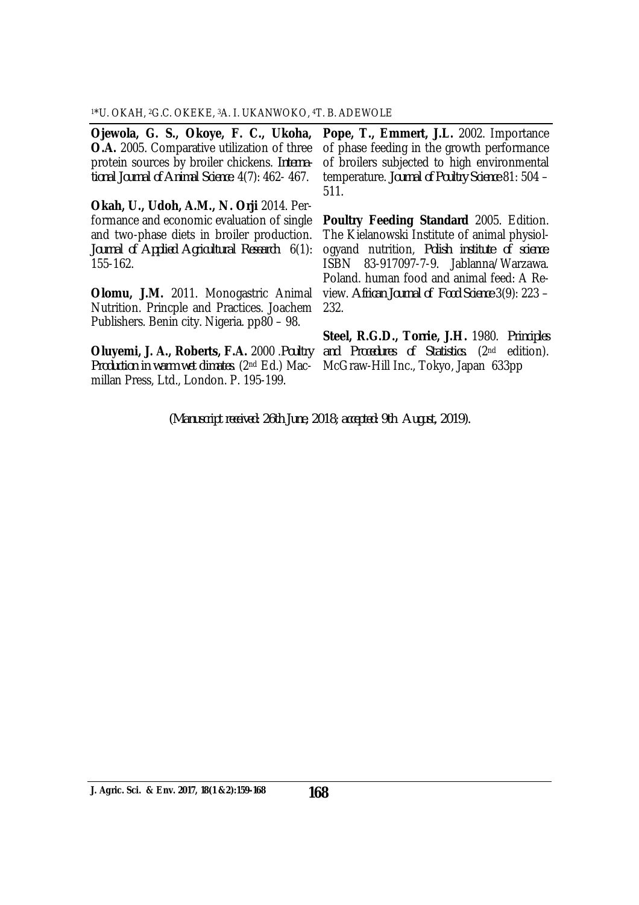**Ojewola, G. S., Okoye, F. C., Ukoha, O.A.** 2005. Comparative utilization of three protein sources by broiler chickens. *International Journal of Animal Science*. 4(7): 462- 467.

**Okah, U., Udoh, A.M., N. Orji** 2014. Performance and economic evaluation of single and two-phase diets in broiler production. *Journal of Applied Agricultural Research* 6(1): 155-162.

**Olomu, J.M.** 2011. Monogastric Animal Nutrition. Princple and Practices. Joachem Publishers. Benin city. Nigeria. pp80 – 98.

**Oluyemi, J. A., Roberts, F.A.** 2000 .*Poultry Production in warm wet climates*. (2nd Ed.) Macmillan Press, Ltd., London. P. 195-199.

**Pope, T., Emmert, J.L.** 2002. Importance of phase feeding in the growth performance of broilers subjected to high environmental temperature. *Journal of Poultry Science* 81: 504 – 511.

**Poultry Feeding Standard** 2005. Edition. The Kielanowski Institute of animal physiologyand nutrition, *Polish institute of science* ISBN 83-917097-7-9. Jablanna/Warzawa. Poland. human food and animal feed: A Review. *African Journal of Food Science* 3(9): 223 – 232.

**Steel, R.G.D., Torrie, J.H.** 1980. *Principles and Procedures of Statistics*. (2nd edition). McGraw-Hill Inc., Tokyo, Japan 633pp

*(Manuscript received: 26th June, 2018; accepted: 9th August, 2019).*